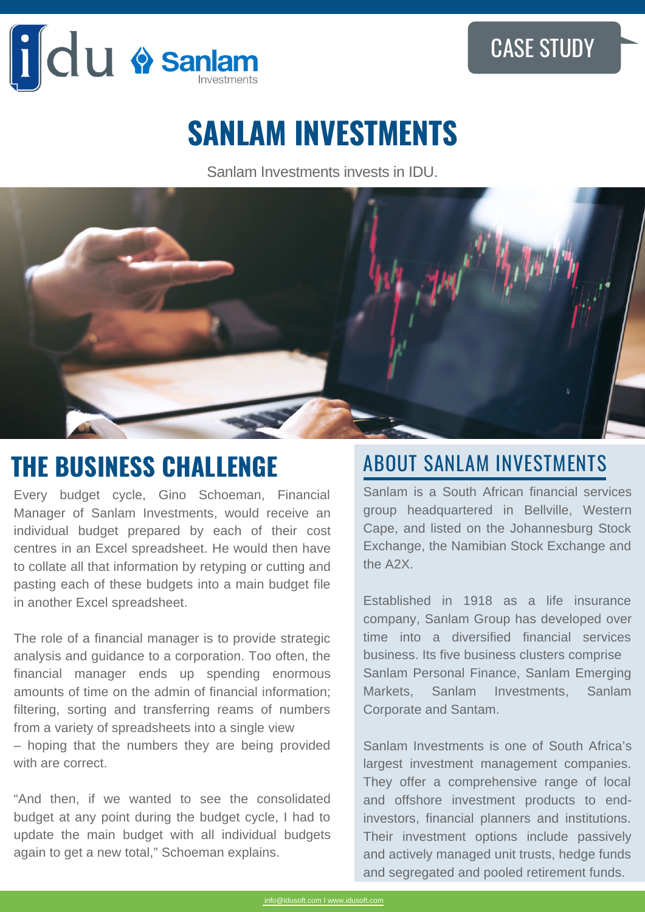CASE STUDY

# SANLAM INVESTMENTS

Sanlam Investments invests in IDU.

## THE BUSINESS CHALLENGE

Every budget cycle, Gino Schoeman, Financial Manager of Sanlam Investments, would receive an individual budget prepared by each of their cost centres in an Excel spreadsheet. He would then have to collate all that information by retyping or cutting and pasting each of these budgets into a main budget file in another Excel spreadsheet.

The role of a financial manager is to provide strategic analysis and guidance to a corporation. Too often, the financial manager ends up spending enormous amounts of time on the admin of financial information; filtering, sorting and transferring reams of numbers from a variety of spreadsheets into a single view – hoping that the numbers they are being provided with are correct.

"And then, if we wanted to see the consolidated budget at any point during the budget cycle, I had to update the main budget with all individual budgets again to get a new total," Schoeman explains.

## ABOUT SANLAM INVESTMENTS

Sanlam is a South African financial services group headquartered in Bellville, Western Cape, and listed on the Johannesburg Stock Exchange, the Namibian Stock Exchange and the A2X.

Established in 1918 as a life insurance company, Sanlam Group has developed over time into a diversified financial services business. Its five business clusters comprise Sanlam Personal Finance, Sanlam Emerging Markets, Sanlam Investments, Sanlam Corporate and Santam.

Sanlam Investments is one of South Africa's largest investment management companies. They offer a comprehensive range of local and offshore investment products to end-investors, financial planners and institutions. Their investment options include passively and actively managed unit trusts, hedge funds and segregated and pooled retirement funds.

info@idusoft.com I www.idusoft.com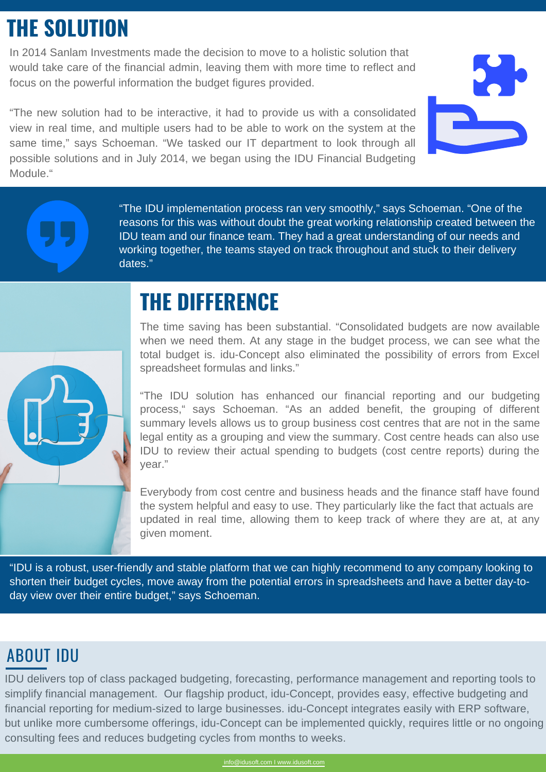# THE SOLUTION

In 2014 Sanlam Investments made the decision to move to a holistic solution that would take care of the financial admin, leaving them with more time to reflect and focus on the powerful information the budget figures provided.

"The new solution had to be interactive, it had to provide us with a consolidated view in real time, and multiple users had to be able to work on the system at the same time," says Schoeman. "We tasked our IT department to look through all possible solutions and in July 2014, we began using the IDU Financial Budgeting Module."

"The IDU implementation process ran very smoothly," says Schoeman. "One of the reasons for this was without doubt the great working relationship created between the IDU team and our finance team. They had a great understanding of our needs and working together, the teams stayed on track throughout and stuck to their delivery dates."

# THE DIFFERENCE

The time saving has been substantial. "Consolidated budgets are now available when we need them. At any stage in the budget process, we can see what the total budget is. idu-Concept also eliminated the possibility of errors from Excel spreadsheet formulas and links."

"The IDU solution has enhanced our financial reporting and our budgeting process," says Schoeman. "As an added benefit, the grouping of different summary levels allows us to group business cost centres that are not in the same legal entity as a grouping and view the summary. Cost centre heads can also use IDU to review their actual spending to budgets (cost centre reports) during the year."

Everybody from cost centre and business heads and the finance staff have found the system helpful and easy to use. They particularly like the fact that actuals are updated in real time, allowing them to keep track of where they are at, at any given moment.

"IDU is a robust, user-friendly and stable platform that we can highly recommend to any company looking to shorten their budget cycles, move away from the potential errors in spreadsheets and have a better day-to-day view over their entire budget," says Schoeman.

## ABOUT IDU

IDU delivers top of class packaged budgeting, forecasting, performance management and reporting tools to simplify financial management. Our flagship product, idu-Concept, provides easy, effective budgeting and financial reporting for medium-sized to large businesses. idu-Concept integrates easily with ERP software, but unlike more cumbersome offerings, idu-Concept can be implemented quickly, requires little or no ongoing consulting fees and reduces budgeting cycles from months to weeks.

info@idusoft.com I www.idusoft.com